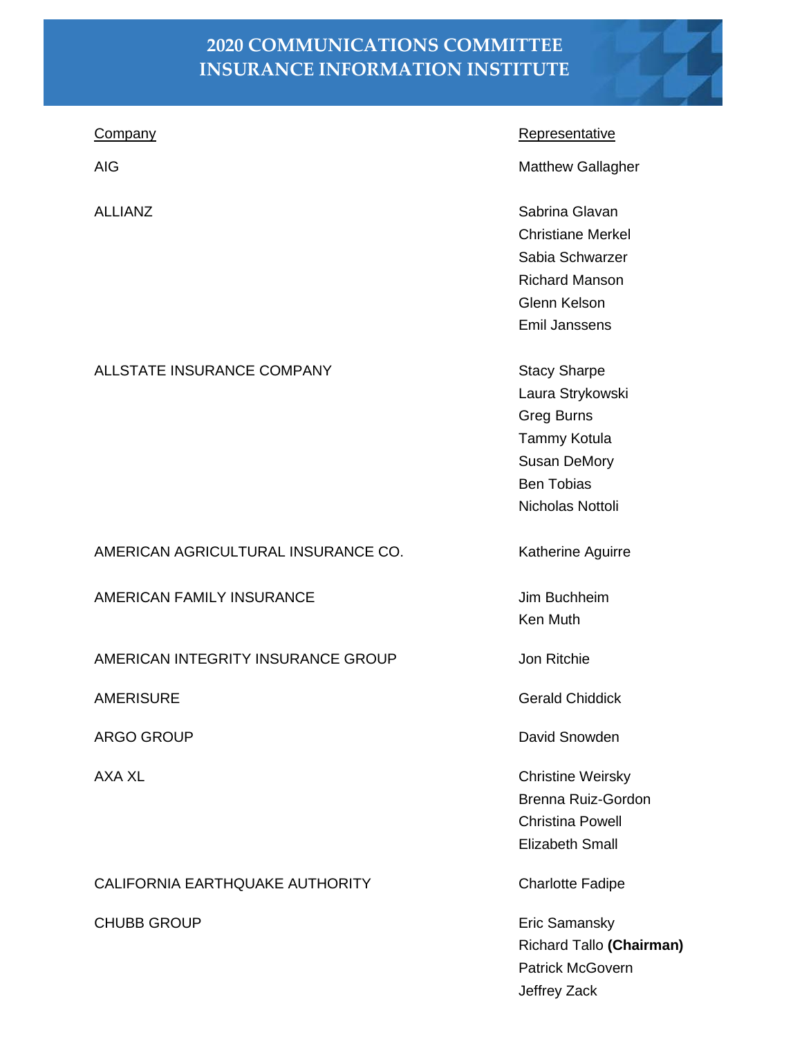# 2020 COMMUNICATIONS COMMITTEE
# INSURANCE INFORMATION INSTITUTE

| Company | Representative |
|---|---|
| AIG | Matthew Gallagher |
| ALLIANZ | Sabrina Glavan |
| | Christiane Merkel |
| | Sabia Schwarzer |
| | Richard Manson |
| | Glenn Kelson |
| | Emil Janssens |
| ALLSTATE INSURANCE COMPANY | Stacy Sharpe |
| | Laura Strykowski |
| | Greg Burns |
| | Tammy Kotula |
| | Susan DeMory |
| | Ben Tobias |
| | Nicholas Nottoli |
| AMERICAN AGRICULTURAL INSURANCE CO. | Katherine Aguirre |
| AMERICAN FAMILY INSURANCE | Jim Buchheim |
| | Ken Muth |
| AMERICAN INTEGRITY INSURANCE GROUP | Jon Ritchie |
| AMERISURE | Gerald Chiddick |
| ARGO GROUP | David Snowden |
| AXA XL | Christine Weirsky |
| | Brenna Ruiz-Gordon |
| | Christina Powell |
| | Elizabeth Small |
| CALIFORNIA EARTHQUAKE AUTHORITY | Charlotte Fadipe |
| CHUBB GROUP | Eric Samansky |
| | Richard Tallo **(Chairman)** |
| | Patrick McGovern |
| | Jeffrey Zack |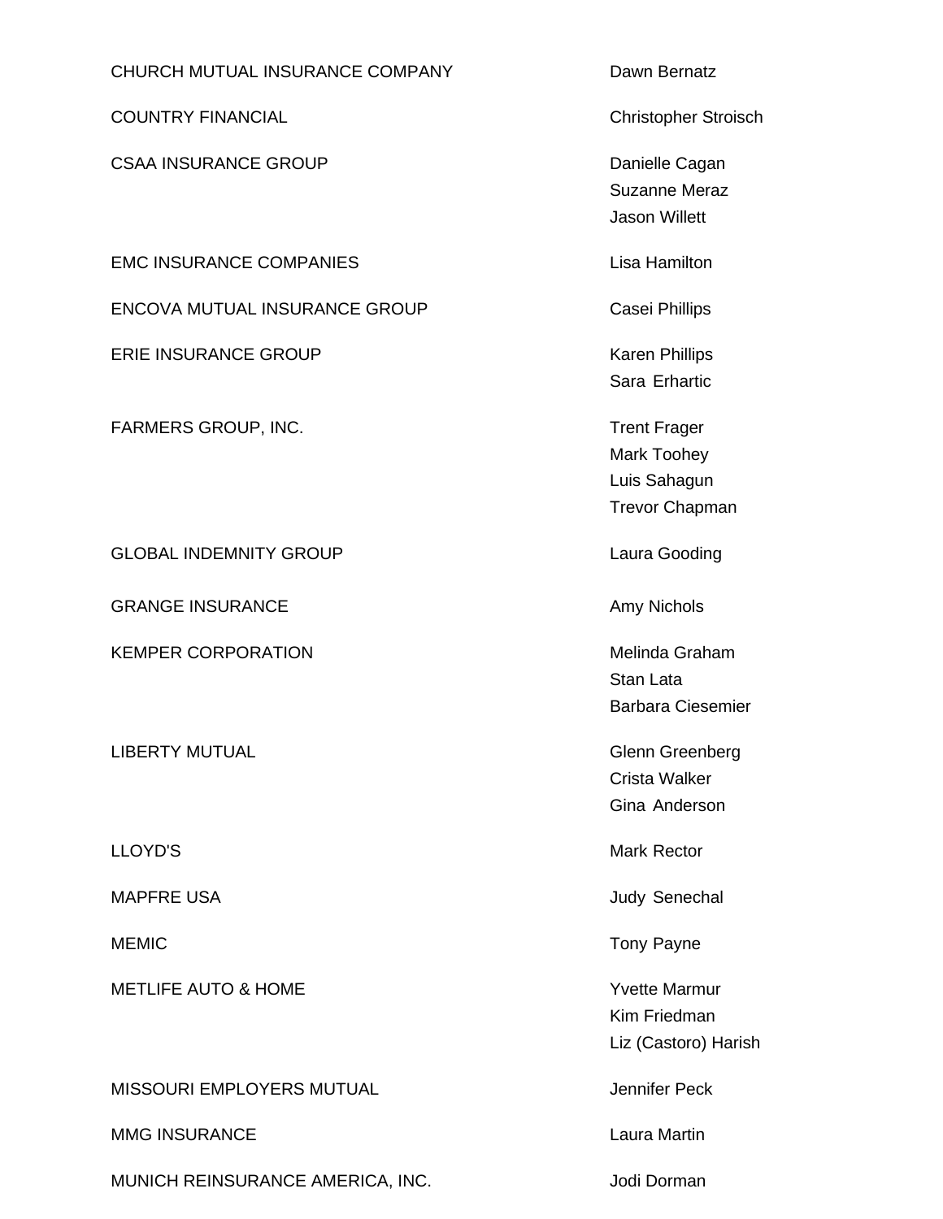| | |
|---|---|
| CHURCH MUTUAL INSURANCE COMPANY | Dawn Bernatz |
| COUNTRY FINANCIAL | Christopher Stroisch |
| CSAA INSURANCE GROUP | Danielle Cagan<br>Suzanne Meraz<br>Jason Willett |
| EMC INSURANCE COMPANIES | Lisa Hamilton |
| ENCOVA MUTUAL INSURANCE GROUP | Casei Phillips |
| ERIE INSURANCE GROUP | Karen Phillips<br>Sara Erhartic |
| FARMERS GROUP, INC. | Trent Frager<br>Mark Toohey<br>Luis Sahagun<br>Trevor Chapman |
| GLOBAL INDEMNITY GROUP | Laura Gooding |
| GRANGE INSURANCE | Amy Nichols |
| KEMPER CORPORATION | Melinda Graham<br>Stan Lata<br>Barbara Ciesemier |
| LIBERTY MUTUAL | Glenn Greenberg<br>Crista Walker<br>Gina Anderson |
| LLOYD'S | Mark Rector |
| MAPFRE USA | Judy Senechal |
| MEMIC | Tony Payne |
| METLIFE AUTO & HOME | Yvette Marmur<br>Kim Friedman<br>Liz (Castoro) Harish |
| MISSOURI EMPLOYERS MUTUAL | Jennifer Peck |
| MMG INSURANCE | Laura Martin |
| MUNICH REINSURANCE AMERICA, INC. | Jodi Dorman |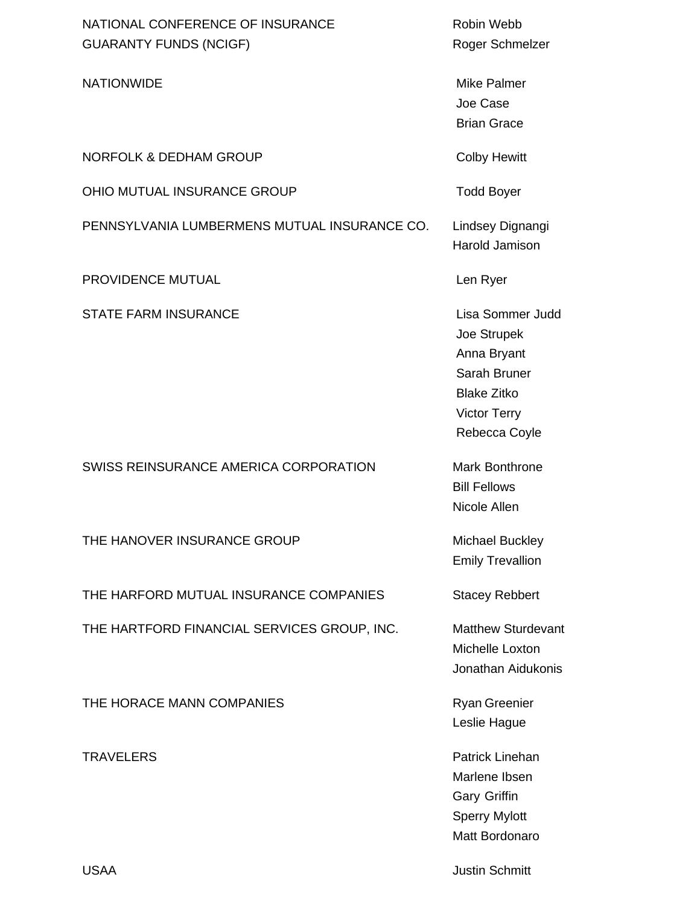| | |
|---|---|
| NATIONAL CONFERENCE OF INSURANCE GUARANTY FUNDS (NCIGF) | Robin Webb<br>Roger Schmelzer |
| NATIONWIDE | Mike Palmer<br>Joe Case<br>Brian Grace |
| NORFOLK & DEDHAM GROUP | Colby Hewitt |
| OHIO MUTUAL INSURANCE GROUP | Todd Boyer |
| PENNSYLVANIA LUMBERMENS MUTUAL INSURANCE CO. | Lindsey Dignangi<br>Harold Jamison |
| PROVIDENCE MUTUAL | Len Ryer |
| STATE FARM INSURANCE | Lisa Sommer Judd<br>Joe Strupek<br>Anna Bryant<br>Sarah Bruner<br>Blake Zitko<br>Victor Terry<br>Rebecca Coyle |
| SWISS REINSURANCE AMERICA CORPORATION | Mark Bonthrone<br>Bill Fellows<br>Nicole Allen |
| THE HANOVER INSURANCE GROUP | Michael Buckley<br>Emily Trevallion |
| THE HARFORD MUTUAL INSURANCE COMPANIES | Stacey Rebbert |
| THE HARTFORD FINANCIAL SERVICES GROUP, INC. | Matthew Sturdevant<br>Michelle Loxton<br>Jonathan Aidukonis |
| THE HORACE MANN COMPANIES | Ryan Greenier<br>Leslie Hague |
| TRAVELERS | Patrick Linehan<br>Marlene Ibsen<br>Gary Griffin<br>Sperry Mylott<br>Matt Bordonaro |
| USAA | Justin Schmitt |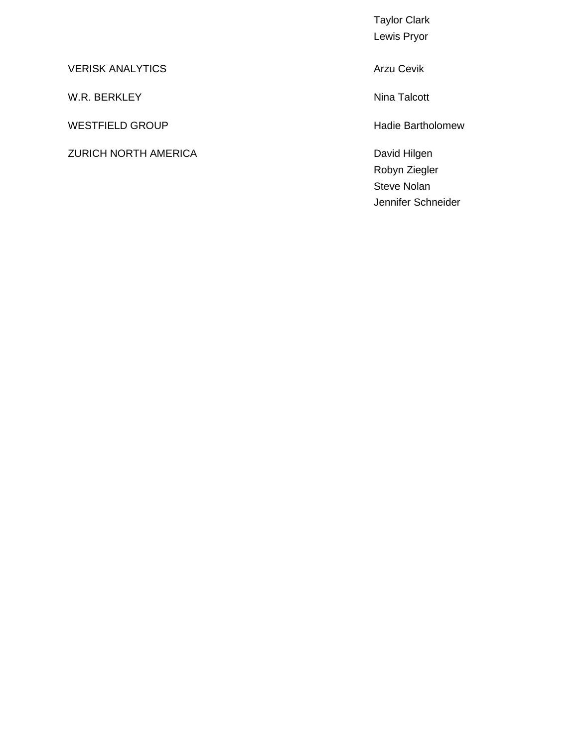| | |
|---|---|
| | Taylor Clark |
| | Lewis Pryor |
| VERISK ANALYTICS | Arzu Cevik |
| W.R. BERKLEY | Nina Talcott |
| WESTFIELD GROUP | Hadie Bartholomew |
| ZURICH NORTH AMERICA | David Hilgen |
| | Robyn Ziegler |
| | Steve Nolan |
| | Jennifer Schneider |